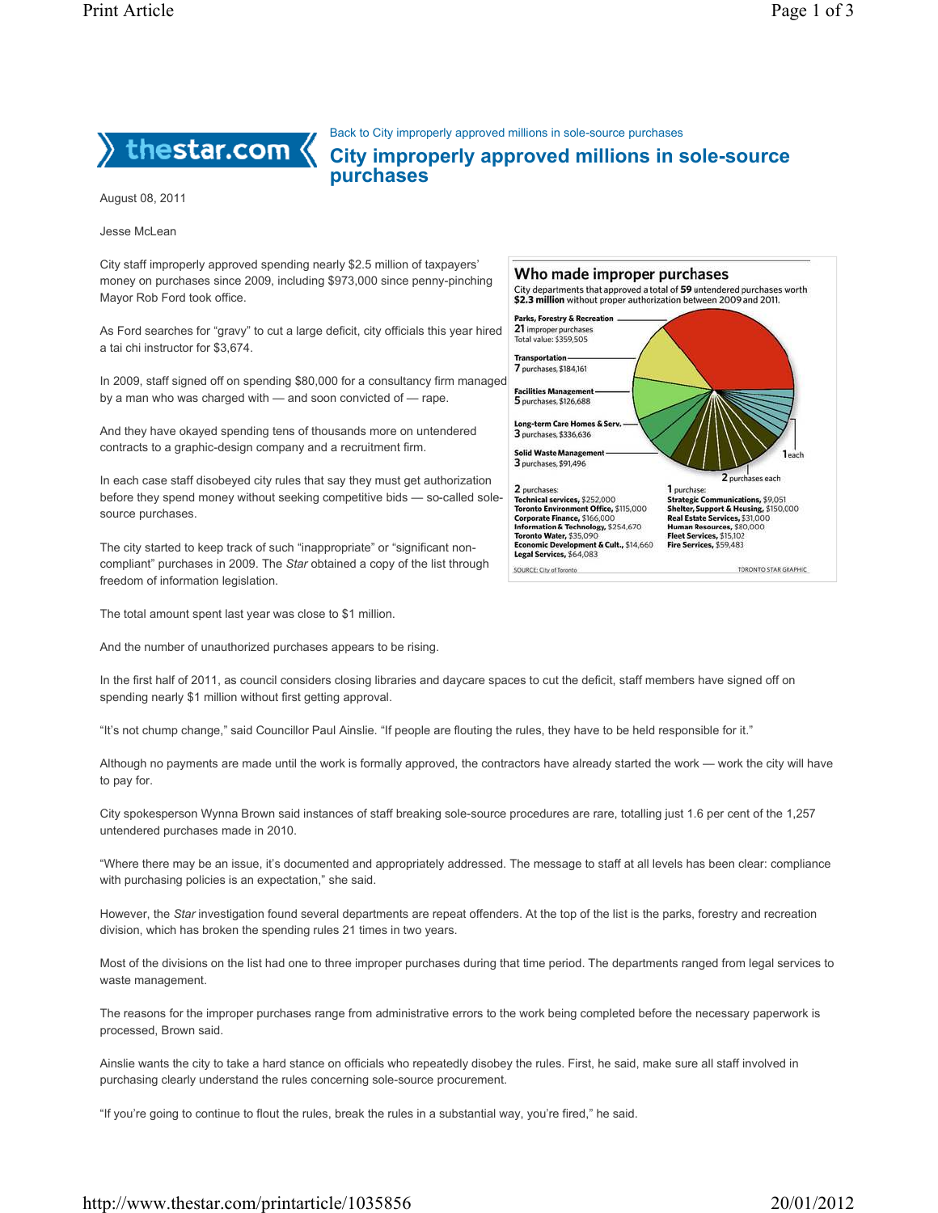Back to City improperly approved millions in sole-source purchases

# City improperly approved millions in sole-source purchases

August 08, 2011

Jesse McLean

City staff improperly approved spending nearly $2.5 million of taxpayers' money on purchases since 2009, including $973,000 since penny-pinching Mayor Rob Ford took office.

As Ford searches for "gravy" to cut a large deficit, city officials this year hired a tai chi instructor for $3,674.

In 2009, staff signed off on spending $80,000 for a consultancy firm managed by a man who was charged with — and soon convicted of — rape.

And they have okayed spending tens of thousands more on untendered contracts to a graphic-design company and a recruitment firm.

In each case staff disobeyed city rules that say they must get authorization before they spend money without seeking competitive bids — so-called sole-source purchases.

The city started to keep track of such "inappropriate" or "significant non-compliant" purchases in 2009. The *Star* obtained a copy of the list through freedom of information legislation.

**Who made improper purchases**

City departments that approved a total of **59** untendered purchases worth **$2.3 million** without proper authorization between 2009 and 2011.

- **Parks, Forestry & Recreation** — **21** improper purchases, Total value: $359,505
- **Transportation** — **7** purchases, $184,161
- **Facilities Management** — **5** purchases, $126,688
- **Long-term Care Homes & Serv.** — **3** purchases, $336,636
- **Solid Waste Management** — **3** purchases, $91,496

**2** purchases each:
- **Technical services,** $252,000
- **Toronto Environment Office,** $115,000
- **Corporate Finance,** $166,000
- **Information & Technology,** $254,670
- **Toronto Water,** $35,090
- **Economic Development & Cult.,** $14,660
- **Legal Services,** $64,083

**1** purchase each:
- **Strategic Communications,** $9,051
- **Shelter, Support & Housing,** $150,000
- **Real Estate Services,** $31,000
- **Human Resources,** $80,000
- **Fleet Services,** $15,102
- **Fire Services,** $59,483

SOURCE: City of Toronto — TORONTO STAR GRAPHIC

The total amount spent last year was close to $1 million.

And the number of unauthorized purchases appears to be rising.

In the first half of 2011, as council considers closing libraries and daycare spaces to cut the deficit, staff members have signed off on spending nearly $1 million without first getting approval.

"It's not chump change," said Councillor Paul Ainslie. "If people are flouting the rules, they have to be held responsible for it."

Although no payments are made until the work is formally approved, the contractors have already started the work — work the city will have to pay for.

City spokesperson Wynna Brown said instances of staff breaking sole-source procedures are rare, totalling just 1.6 per cent of the 1,257 untendered purchases made in 2010.

"Where there may be an issue, it's documented and appropriately addressed. The message to staff at all levels has been clear: compliance with purchasing policies is an expectation," she said.

However, the *Star* investigation found several departments are repeat offenders. At the top of the list is the parks, forestry and recreation division, which has broken the spending rules 21 times in two years.

Most of the divisions on the list had one to three improper purchases during that time period. The departments ranged from legal services to waste management.

The reasons for the improper purchases range from administrative errors to the work being completed before the necessary paperwork is processed, Brown said.

Ainslie wants the city to take a hard stance on officials who repeatedly disobey the rules. First, he said, make sure all staff involved in purchasing clearly understand the rules concerning sole-source procurement.

"If you're going to continue to flout the rules, break the rules in a substantial way, you're fired," he said.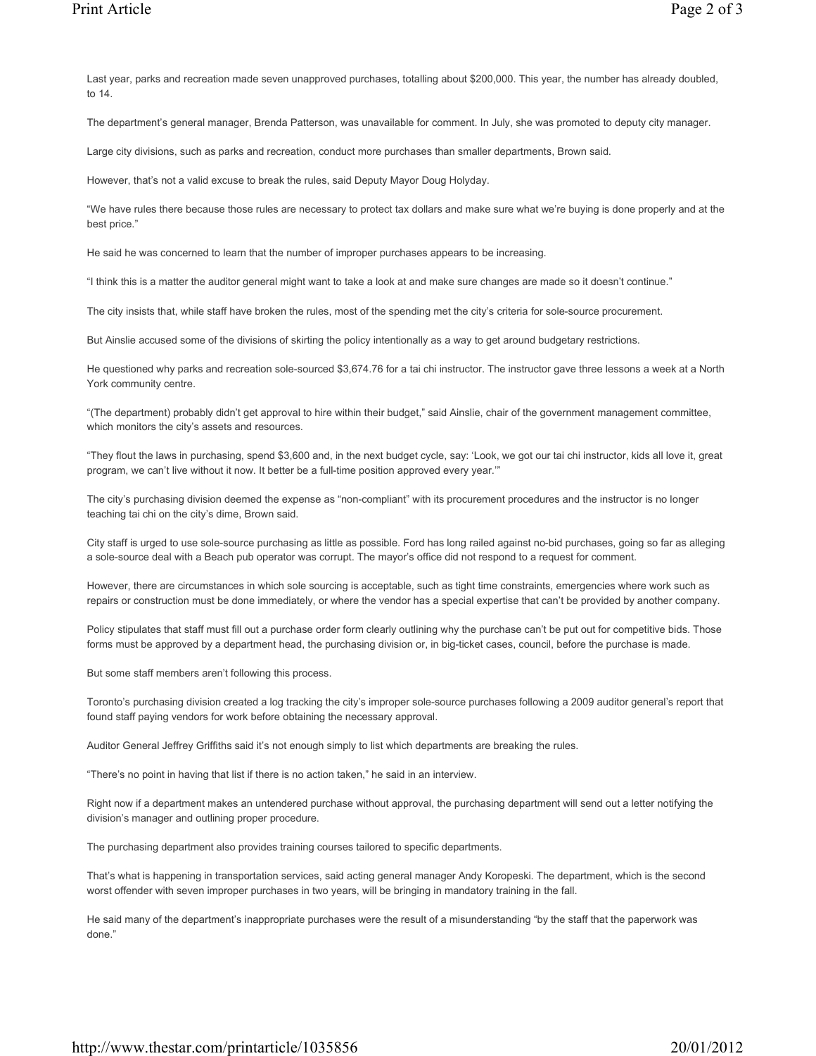Last year, parks and recreation made seven unapproved purchases, totalling about $200,000. This year, the number has already doubled, to 14.

The department's general manager, Brenda Patterson, was unavailable for comment. In July, she was promoted to deputy city manager.

Large city divisions, such as parks and recreation, conduct more purchases than smaller departments, Brown said.

However, that's not a valid excuse to break the rules, said Deputy Mayor Doug Holyday.

"We have rules there because those rules are necessary to protect tax dollars and make sure what we're buying is done properly and at the best price."

He said he was concerned to learn that the number of improper purchases appears to be increasing.

"I think this is a matter the auditor general might want to take a look at and make sure changes are made so it doesn't continue."

The city insists that, while staff have broken the rules, most of the spending met the city's criteria for sole-source procurement.

But Ainslie accused some of the divisions of skirting the policy intentionally as a way to get around budgetary restrictions.

He questioned why parks and recreation sole-sourced $3,674.76 for a tai chi instructor. The instructor gave three lessons a week at a North York community centre.

"(The department) probably didn't get approval to hire within their budget," said Ainslie, chair of the government management committee, which monitors the city's assets and resources.

"They flout the laws in purchasing, spend $3,600 and, in the next budget cycle, say: 'Look, we got our tai chi instructor, kids all love it, great program, we can't live without it now. It better be a full-time position approved every year.'"

The city's purchasing division deemed the expense as "non-compliant" with its procurement procedures and the instructor is no longer teaching tai chi on the city's dime, Brown said.

City staff is urged to use sole-source purchasing as little as possible. Ford has long railed against no-bid purchases, going so far as alleging a sole-source deal with a Beach pub operator was corrupt. The mayor's office did not respond to a request for comment.

However, there are circumstances in which sole sourcing is acceptable, such as tight time constraints, emergencies where work such as repairs or construction must be done immediately, or where the vendor has a special expertise that can't be provided by another company.

Policy stipulates that staff must fill out a purchase order form clearly outlining why the purchase can't be put out for competitive bids. Those forms must be approved by a department head, the purchasing division or, in big-ticket cases, council, before the purchase is made.

But some staff members aren't following this process.

Toronto's purchasing division created a log tracking the city's improper sole-source purchases following a 2009 auditor general's report that found staff paying vendors for work before obtaining the necessary approval.

Auditor General Jeffrey Griffiths said it's not enough simply to list which departments are breaking the rules.

"There's no point in having that list if there is no action taken," he said in an interview.

Right now if a department makes an untendered purchase without approval, the purchasing department will send out a letter notifying the division's manager and outlining proper procedure.

The purchasing department also provides training courses tailored to specific departments.

That's what is happening in transportation services, said acting general manager Andy Koropeski. The department, which is the second worst offender with seven improper purchases in two years, will be bringing in mandatory training in the fall.

He said many of the department's inappropriate purchases were the result of a misunderstanding "by the staff that the paperwork was done."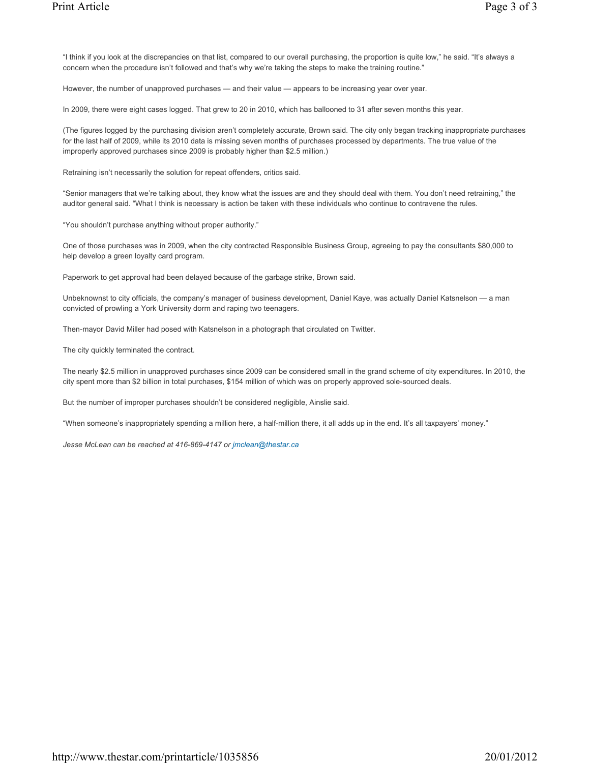"I think if you look at the discrepancies on that list, compared to our overall purchasing, the proportion is quite low," he said. "It's always a concern when the procedure isn't followed and that's why we're taking the steps to make the training routine."

However, the number of unapproved purchases — and their value — appears to be increasing year over year.

In 2009, there were eight cases logged. That grew to 20 in 2010, which has ballooned to 31 after seven months this year.

(The figures logged by the purchasing division aren't completely accurate, Brown said. The city only began tracking inappropriate purchases for the last half of 2009, while its 2010 data is missing seven months of purchases processed by departments. The true value of the improperly approved purchases since 2009 is probably higher than $2.5 million.)

Retraining isn't necessarily the solution for repeat offenders, critics said.

"Senior managers that we're talking about, they know what the issues are and they should deal with them. You don't need retraining," the auditor general said. "What I think is necessary is action be taken with these individuals who continue to contravene the rules.

"You shouldn't purchase anything without proper authority."

One of those purchases was in 2009, when the city contracted Responsible Business Group, agreeing to pay the consultants $80,000 to help develop a green loyalty card program.

Paperwork to get approval had been delayed because of the garbage strike, Brown said.

Unbeknownst to city officials, the company's manager of business development, Daniel Kaye, was actually Daniel Katsnelson — a man convicted of prowling a York University dorm and raping two teenagers.

Then-mayor David Miller had posed with Katsnelson in a photograph that circulated on Twitter.

The city quickly terminated the contract.

The nearly $2.5 million in unapproved purchases since 2009 can be considered small in the grand scheme of city expenditures. In 2010, the city spent more than $2 billion in total purchases, $154 million of which was on properly approved sole-sourced deals.

But the number of improper purchases shouldn't be considered negligible, Ainslie said.

"When someone's inappropriately spending a million here, a half-million there, it all adds up in the end. It's all taxpayers' money."

*Jesse McLean can be reached at 416-869-4147 or jmclean@thestar.ca*